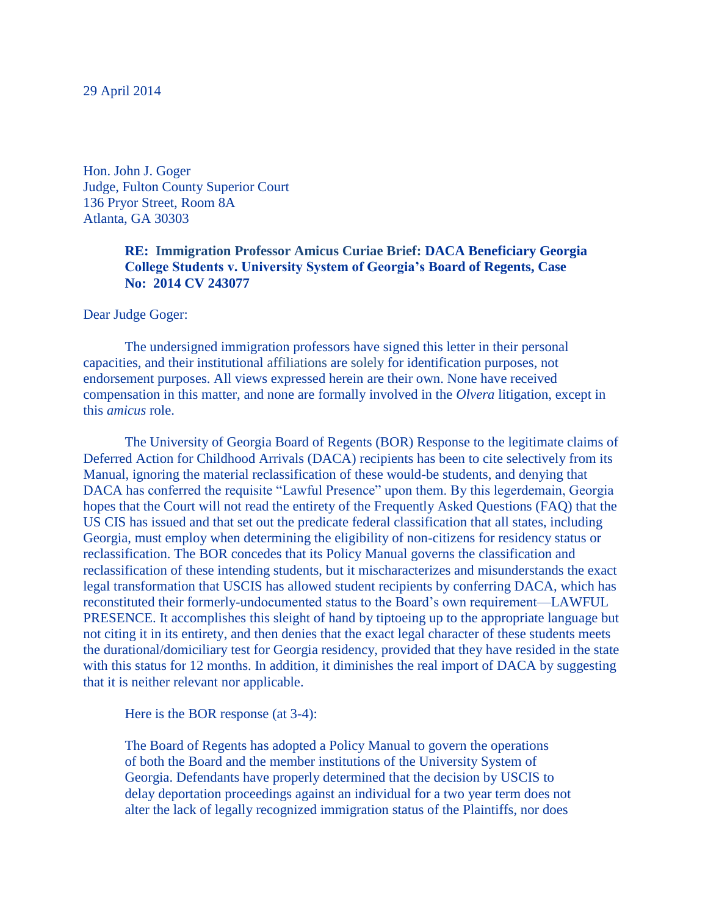29 April 2014

Hon. John J. Goger
Judge, Fulton County Superior Court
136 Pryor Street, Room 8A
Atlanta, GA 30303

> **RE: Immigration Professor Amicus Curiae Brief: DACA Beneficiary Georgia College Students v. University System of Georgia's Board of Regents, Case No: 2014 CV 243077**

Dear Judge Goger:

The undersigned immigration professors have signed this letter in their personal capacities, and their institutional affiliations are solely for identification purposes, not endorsement purposes. All views expressed herein are their own. None have received compensation in this matter, and none are formally involved in the *Olvera* litigation, except in this *amicus* role.

The University of Georgia Board of Regents (BOR) Response to the legitimate claims of Deferred Action for Childhood Arrivals (DACA) recipients has been to cite selectively from its Manual, ignoring the material reclassification of these would-be students, and denying that DACA has conferred the requisite "Lawful Presence" upon them. By this legerdemain, Georgia hopes that the Court will not read the entirety of the Frequently Asked Questions (FAQ) that the US CIS has issued and that set out the predicate federal classification that all states, including Georgia, must employ when determining the eligibility of non-citizens for residency status or reclassification. The BOR concedes that its Policy Manual governs the classification and reclassification of these intending students, but it mischaracterizes and misunderstands the exact legal transformation that USCIS has allowed student recipients by conferring DACA, which has reconstituted their formerly-undocumented status to the Board's own requirement—LAWFUL PRESENCE. It accomplishes this sleight of hand by tiptoeing up to the appropriate language but not citing it in its entirety, and then denies that the exact legal character of these students meets the durational/domiciliary test for Georgia residency, provided that they have resided in the state with this status for 12 months. In addition, it diminishes the real import of DACA by suggesting that it is neither relevant nor applicable.

Here is the BOR response (at 3-4):

> The Board of Regents has adopted a Policy Manual to govern the operations of both the Board and the member institutions of the University System of Georgia. Defendants have properly determined that the decision by USCIS to delay deportation proceedings against an individual for a two year term does not alter the lack of legally recognized immigration status of the Plaintiffs, nor does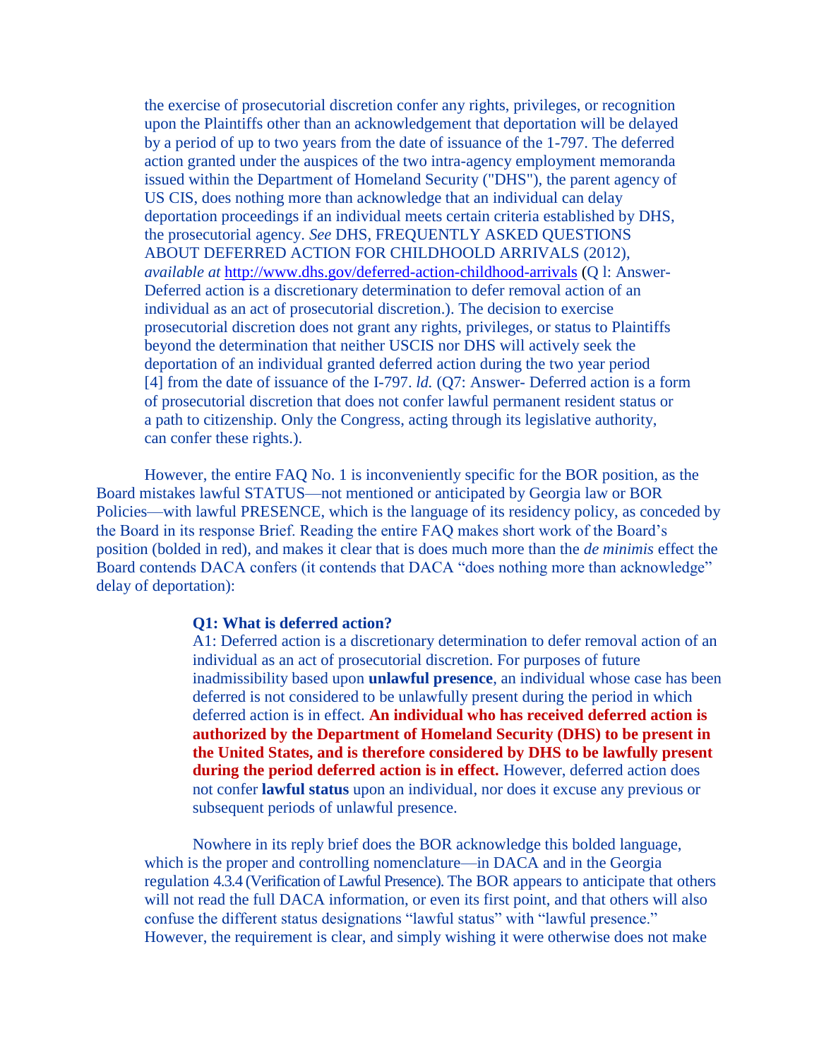> the exercise of prosecutorial discretion confer any rights, privileges, or recognition upon the Plaintiffs other than an acknowledgement that deportation will be delayed by a period of up to two years from the date of issuance of the 1-797. The deferred action granted under the auspices of the two intra-agency employment memoranda issued within the Department of Homeland Security ("DHS"), the parent agency of US CIS, does nothing more than acknowledge that an individual can delay deportation proceedings if an individual meets certain criteria established by DHS, the prosecutorial agency. *See* DHS, FREQUENTLY ASKED QUESTIONS ABOUT DEFERRED ACTION FOR CHILDHOOLD ARRIVALS (2012), *available at* http://www.dhs.gov/deferred-action-childhood-arrivals (Q l: Answer- Deferred action is a discretionary determination to defer removal action of an individual as an act of prosecutorial discretion.). The decision to exercise prosecutorial discretion does not grant any rights, privileges, or status to Plaintiffs beyond the determination that neither USCIS nor DHS will actively seek the deportation of an individual granted deferred action during the two year period [4] from the date of issuance of the I-797. *ld.* (Q7: Answer- Deferred action is a form of prosecutorial discretion that does not confer lawful permanent resident status or a path to citizenship. Only the Congress, acting through its legislative authority, can confer these rights.).

However, the entire FAQ No. 1 is inconveniently specific for the BOR position, as the Board mistakes lawful STATUS—not mentioned or anticipated by Georgia law or BOR Policies—with lawful PRESENCE, which is the language of its residency policy, as conceded by the Board in its response Brief. Reading the entire FAQ makes short work of the Board's position (bolded in red), and makes it clear that is does much more than the *de minimis* effect the Board contends DACA confers (it contends that DACA "does nothing more than acknowledge" delay of deportation):

> **Q1: What is deferred action?**
> A1: Deferred action is a discretionary determination to defer removal action of an individual as an act of prosecutorial discretion. For purposes of future inadmissibility based upon **unlawful presence**, an individual whose case has been deferred is not considered to be unlawfully present during the period in which deferred action is in effect. **An individual who has received deferred action is authorized by the Department of Homeland Security (DHS) to be present in the United States, and is therefore considered by DHS to be lawfully present during the period deferred action is in effect.** However, deferred action does not confer **lawful status** upon an individual, nor does it excuse any previous or subsequent periods of unlawful presence.

Nowhere in its reply brief does the BOR acknowledge this bolded language, which is the proper and controlling nomenclature—in DACA and in the Georgia regulation 4.3.4 (Verification of Lawful Presence). The BOR appears to anticipate that others will not read the full DACA information, or even its first point, and that others will also confuse the different status designations "lawful status" with "lawful presence." However, the requirement is clear, and simply wishing it were otherwise does not make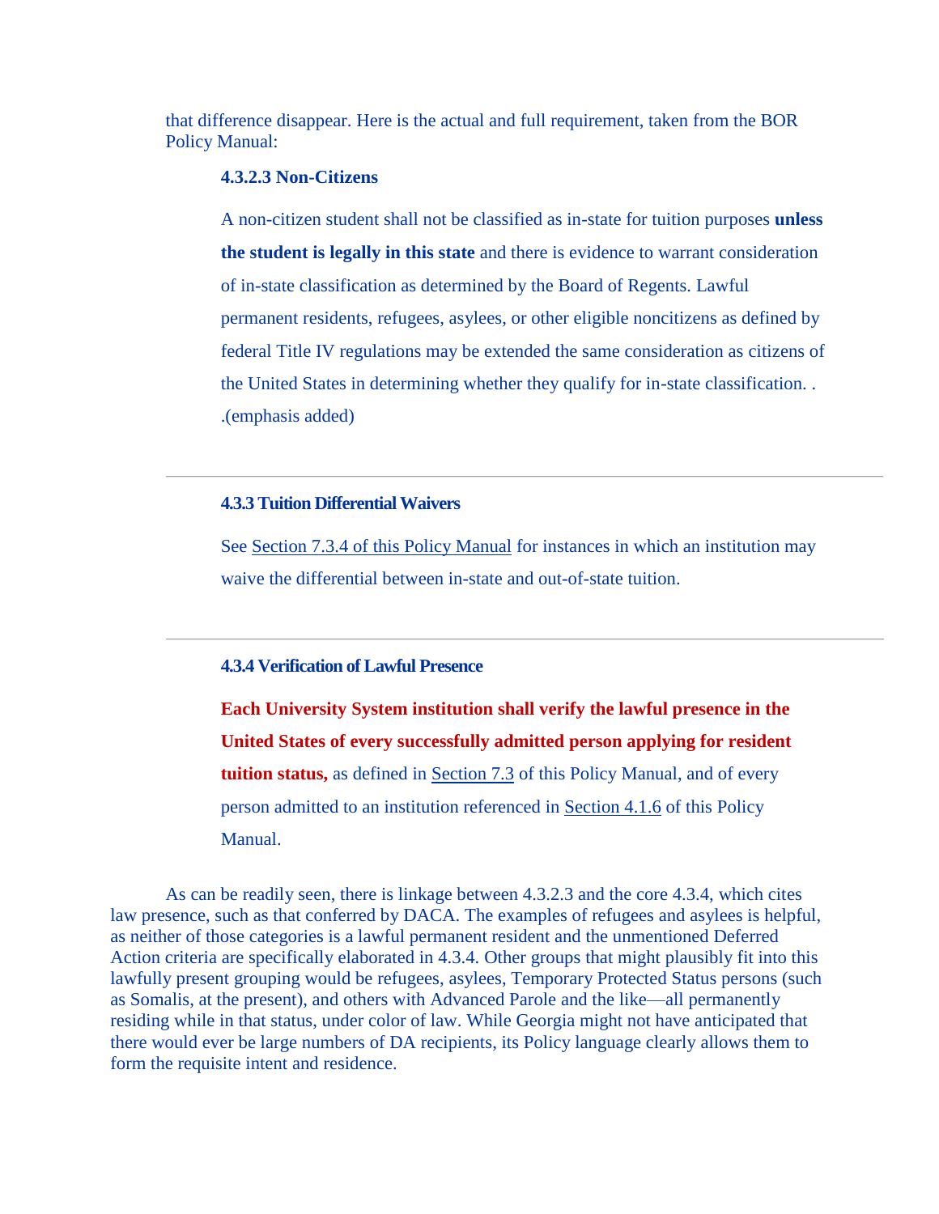that difference disappear. Here is the actual and full requirement, taken from the BOR Policy Manual:

> **4.3.2.3 Non-Citizens**
>
> A non-citizen student shall not be classified as in-state for tuition purposes **unless the student is legally in this state** and there is evidence to warrant consideration of in-state classification as determined by the Board of Regents. Lawful permanent residents, refugees, asylees, or other eligible noncitizens as defined by federal Title IV regulations may be extended the same consideration as citizens of the United States in determining whether they qualify for in-state classification. . .(emphasis added)

---

> **4.3.3 Tuition Differential Waivers**
>
> See Section 7.3.4 of this Policy Manual for instances in which an institution may waive the differential between in-state and out-of-state tuition.

---

> **4.3.4 Verification of Lawful Presence**
>
> **Each University System institution shall verify the lawful presence in the United States of every successfully admitted person applying for resident tuition status,** as defined in Section 7.3 of this Policy Manual, and of every person admitted to an institution referenced in Section 4.1.6 of this Policy Manual.

As can be readily seen, there is linkage between 4.3.2.3 and the core 4.3.4, which cites law presence, such as that conferred by DACA. The examples of refugees and asylees is helpful, as neither of those categories is a lawful permanent resident and the unmentioned Deferred Action criteria are specifically elaborated in 4.3.4. Other groups that might plausibly fit into this lawfully present grouping would be refugees, asylees, Temporary Protected Status persons (such as Somalis, at the present), and others with Advanced Parole and the like—all permanently residing while in that status, under color of law. While Georgia might not have anticipated that there would ever be large numbers of DA recipients, its Policy language clearly allows them to form the requisite intent and residence.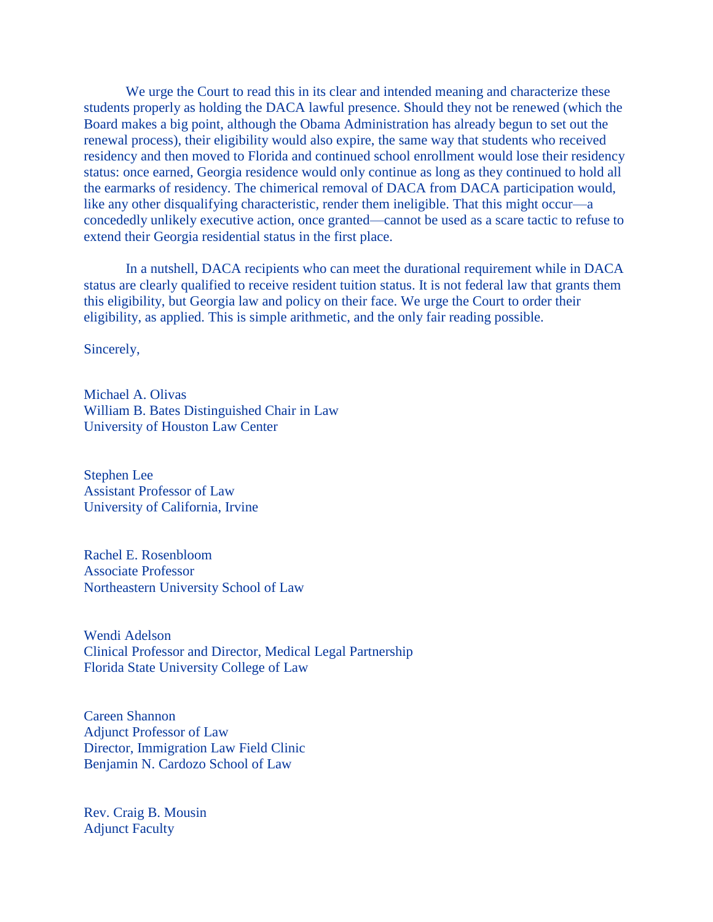We urge the Court to read this in its clear and intended meaning and characterize these students properly as holding the DACA lawful presence. Should they not be renewed (which the Board makes a big point, although the Obama Administration has already begun to set out the renewal process), their eligibility would also expire, the same way that students who received residency and then moved to Florida and continued school enrollment would lose their residency status: once earned, Georgia residence would only continue as long as they continued to hold all the earmarks of residency. The chimerical removal of DACA from DACA participation would, like any other disqualifying characteristic, render them ineligible. That this might occur—a concededly unlikely executive action, once granted—cannot be used as a scare tactic to refuse to extend their Georgia residential status in the first place.

In a nutshell, DACA recipients who can meet the durational requirement while in DACA status are clearly qualified to receive resident tuition status. It is not federal law that grants them this eligibility, but Georgia law and policy on their face. We urge the Court to order their eligibility, as applied. This is simple arithmetic, and the only fair reading possible.

Sincerely,

Michael A. Olivas  
William B. Bates Distinguished Chair in Law  
University of Houston Law Center

Stephen Lee  
Assistant Professor of Law  
University of California, Irvine

Rachel E. Rosenbloom  
Associate Professor  
Northeastern University School of Law

Wendi Adelson  
Clinical Professor and Director, Medical Legal Partnership  
Florida State University College of Law

Careen Shannon  
Adjunct Professor of Law  
Director, Immigration Law Field Clinic  
Benjamin N. Cardozo School of Law

Rev. Craig B. Mousin  
Adjunct Faculty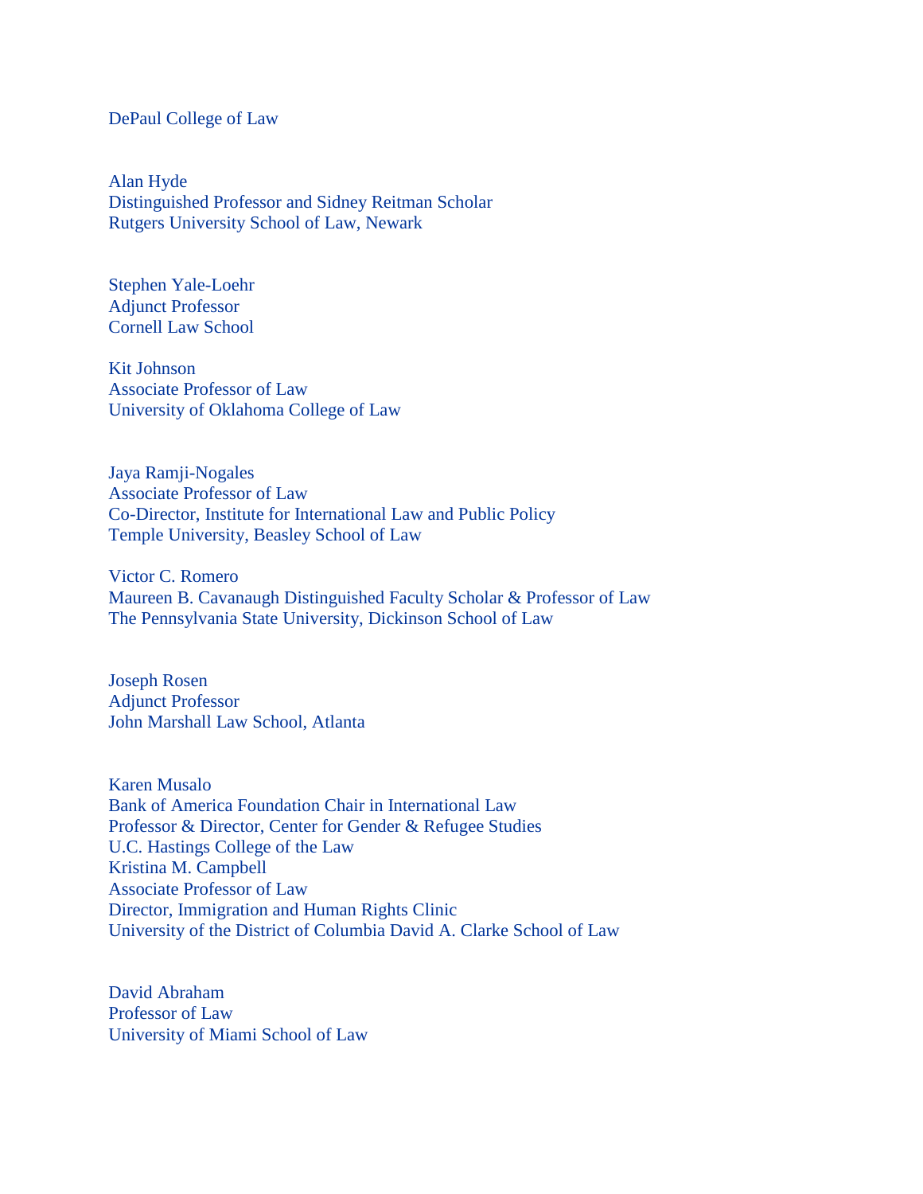DePaul College of Law

Alan Hyde
Distinguished Professor and Sidney Reitman Scholar
Rutgers University School of Law, Newark

Stephen Yale-Loehr
Adjunct Professor
Cornell Law School

Kit Johnson
Associate Professor of Law
University of Oklahoma College of Law

Jaya Ramji-Nogales
Associate Professor of Law
Co-Director, Institute for International Law and Public Policy
Temple University, Beasley School of Law

Victor C. Romero
Maureen B. Cavanaugh Distinguished Faculty Scholar & Professor of Law
The Pennsylvania State University, Dickinson School of Law

Joseph Rosen
Adjunct Professor
John Marshall Law School, Atlanta

Karen Musalo
Bank of America Foundation Chair in International Law
Professor & Director, Center for Gender & Refugee Studies
U.C. Hastings College of the Law

Kristina M. Campbell
Associate Professor of Law
Director, Immigration and Human Rights Clinic
University of the District of Columbia David A. Clarke School of Law

David Abraham
Professor of Law
University of Miami School of Law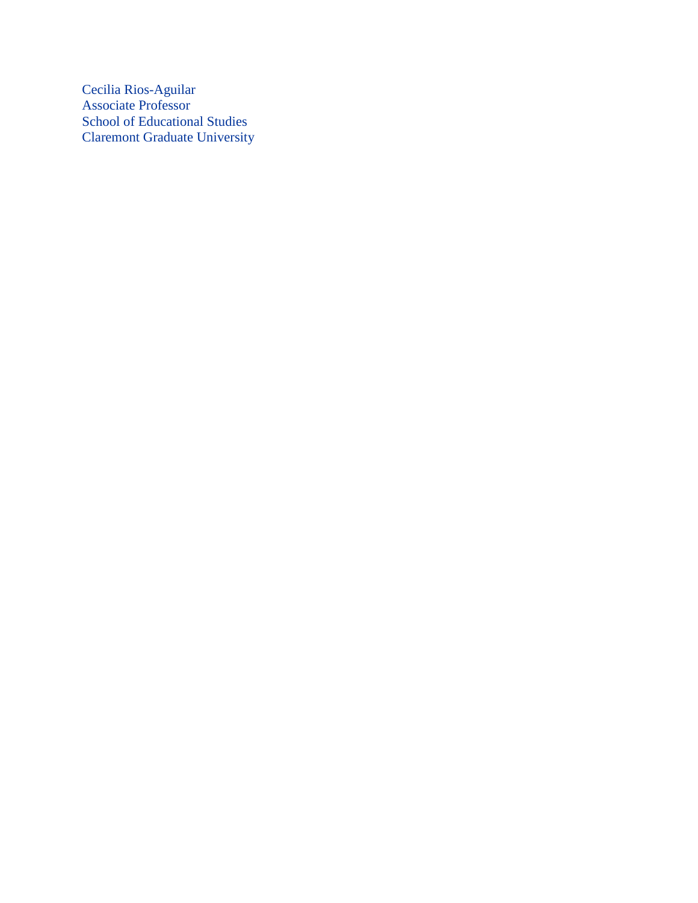Cecilia Rios-Aguilar  
Associate Professor  
School of Educational Studies  
Claremont Graduate University